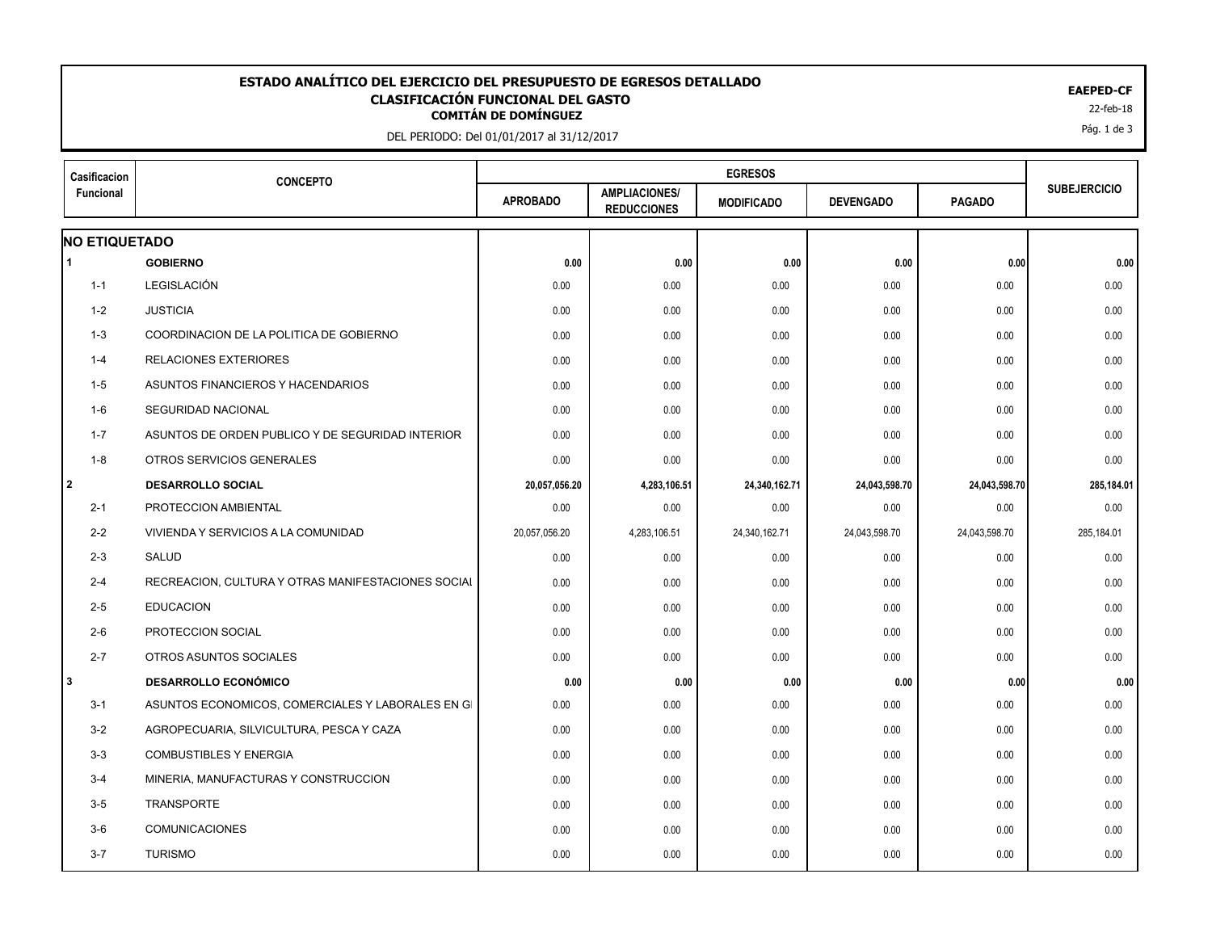# ESTADO ANALÍTICO DEL EJERCICIO DEL PRESUPUESTO DE EGRESOS DETALLADO

## CLASIFICACIÓN FUNCIONAL DEL GASTO

### COMITÁN DE DOMÍNGUEZ

DEL PERIODO: Del 01/01/2017 al 31/12/2017

**EAEPED-CF**

22-feb-18

| Casificacion Funcional | CONCEPTO | EGRESOS | | | | | SUBEJERCICIO |
|---|---|---|---|---|---|---|---|
| | | APROBADO | AMPLIACIONES/ REDUCCIONES | MODIFICADO | DEVENGADO | PAGADO | |
| **NO ETIQUETADO** | | | | | | | |
| **1** | **GOBIERNO** | **0.00** | **0.00** | **0.00** | **0.00** | **0.00** | **0.00** |
| 1-1 | LEGISLACIÓN | 0.00 | 0.00 | 0.00 | 0.00 | 0.00 | 0.00 |
| 1-2 | JUSTICIA | 0.00 | 0.00 | 0.00 | 0.00 | 0.00 | 0.00 |
| 1-3 | COORDINACION DE LA POLITICA DE GOBIERNO | 0.00 | 0.00 | 0.00 | 0.00 | 0.00 | 0.00 |
| 1-4 | RELACIONES EXTERIORES | 0.00 | 0.00 | 0.00 | 0.00 | 0.00 | 0.00 |
| 1-5 | ASUNTOS FINANCIEROS Y HACENDARIOS | 0.00 | 0.00 | 0.00 | 0.00 | 0.00 | 0.00 |
| 1-6 | SEGURIDAD NACIONAL | 0.00 | 0.00 | 0.00 | 0.00 | 0.00 | 0.00 |
| 1-7 | ASUNTOS DE ORDEN PUBLICO Y DE SEGURIDAD INTERIOR | 0.00 | 0.00 | 0.00 | 0.00 | 0.00 | 0.00 |
| 1-8 | OTROS SERVICIOS GENERALES | 0.00 | 0.00 | 0.00 | 0.00 | 0.00 | 0.00 |
| **2** | **DESARROLLO SOCIAL** | **20,057,056.20** | **4,283,106.51** | **24,340,162.71** | **24,043,598.70** | **24,043,598.70** | **285,184.01** |
| 2-1 | PROTECCION AMBIENTAL | 0.00 | 0.00 | 0.00 | 0.00 | 0.00 | 0.00 |
| 2-2 | VIVIENDA Y SERVICIOS A LA COMUNIDAD | 20,057,056.20 | 4,283,106.51 | 24,340,162.71 | 24,043,598.70 | 24,043,598.70 | 285,184.01 |
| 2-3 | SALUD | 0.00 | 0.00 | 0.00 | 0.00 | 0.00 | 0.00 |
| 2-4 | RECREACION, CULTURA Y OTRAS MANIFESTACIONES SOCIAL | 0.00 | 0.00 | 0.00 | 0.00 | 0.00 | 0.00 |
| 2-5 | EDUCACION | 0.00 | 0.00 | 0.00 | 0.00 | 0.00 | 0.00 |
| 2-6 | PROTECCION SOCIAL | 0.00 | 0.00 | 0.00 | 0.00 | 0.00 | 0.00 |
| 2-7 | OTROS ASUNTOS SOCIALES | 0.00 | 0.00 | 0.00 | 0.00 | 0.00 | 0.00 |
| **3** | **DESARROLLO ECONÓMICO** | **0.00** | **0.00** | **0.00** | **0.00** | **0.00** | **0.00** |
| 3-1 | ASUNTOS ECONOMICOS, COMERCIALES Y LABORALES EN G | 0.00 | 0.00 | 0.00 | 0.00 | 0.00 | 0.00 |
| 3-2 | AGROPECUARIA, SILVICULTURA, PESCA Y CAZA | 0.00 | 0.00 | 0.00 | 0.00 | 0.00 | 0.00 |
| 3-3 | COMBUSTIBLES Y ENERGIA | 0.00 | 0.00 | 0.00 | 0.00 | 0.00 | 0.00 |
| 3-4 | MINERIA, MANUFACTURAS Y CONSTRUCCION | 0.00 | 0.00 | 0.00 | 0.00 | 0.00 | 0.00 |
| 3-5 | TRANSPORTE | 0.00 | 0.00 | 0.00 | 0.00 | 0.00 | 0.00 |
| 3-6 | COMUNICACIONES | 0.00 | 0.00 | 0.00 | 0.00 | 0.00 | 0.00 |
| 3-7 | TURISMO | 0.00 | 0.00 | 0.00 | 0.00 | 0.00 | 0.00 |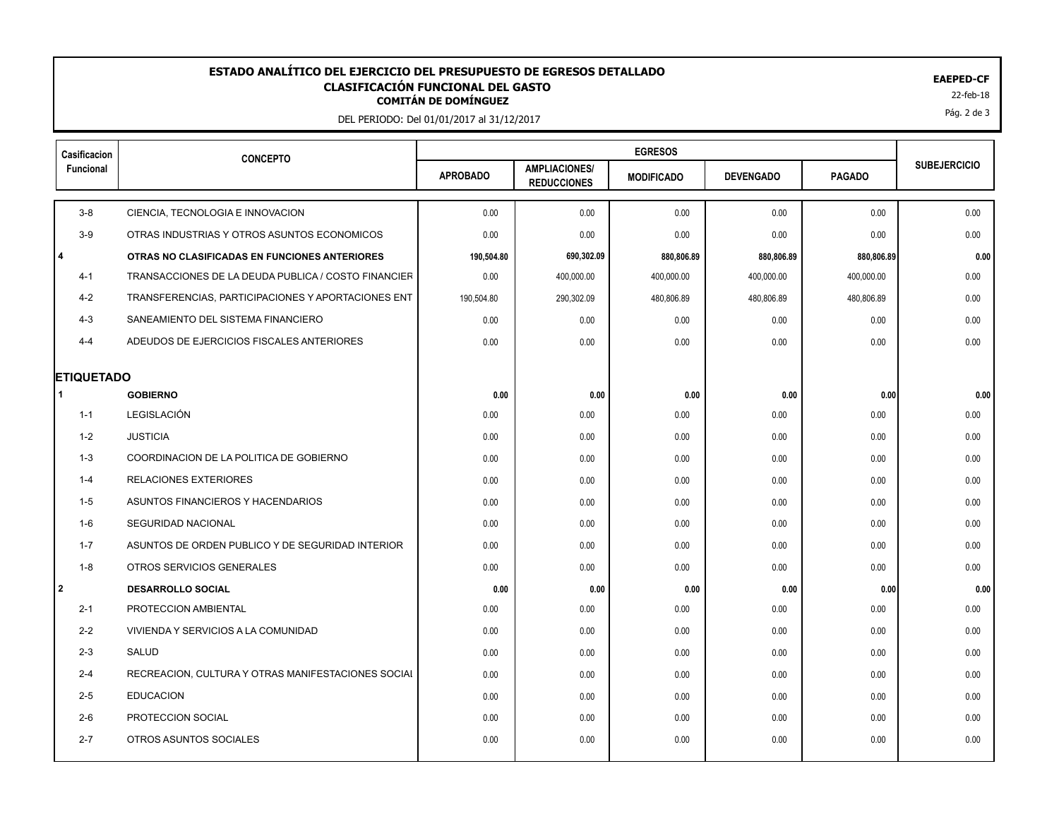# ESTADO ANALÍTICO DEL EJERCICIO DEL PRESUPUESTO DE EGRESOS DETALLADO

## CLASIFICACIÓN FUNCIONAL DEL GASTO

### COMITÁN DE DOMÍNGUEZ

DEL PERIODO: Del 01/01/2017 al 31/12/2017

EAEPED-CF

22-feb-18

| Casificacion Funcional | CONCEPTO | EGRESOS | | | | | SUBEJERCICIO |
|---|---|---|---|---|---|---|---|
| | | APROBADO | AMPLIACIONES/ REDUCCIONES | MODIFICADO | DEVENGADO | PAGADO | |
| 3-8 | CIENCIA, TECNOLOGIA E INNOVACION | 0.00 | 0.00 | 0.00 | 0.00 | 0.00 | 0.00 |
| 3-9 | OTRAS INDUSTRIAS Y OTROS ASUNTOS ECONOMICOS | 0.00 | 0.00 | 0.00 | 0.00 | 0.00 | 0.00 |
| **4** | **OTRAS NO CLASIFICADAS EN FUNCIONES ANTERIORES** | **190,504.80** | **690,302.09** | **880,806.89** | **880,806.89** | **880,806.89** | **0.00** |
| 4-1 | TRANSACCIONES DE LA DEUDA PUBLICA / COSTO FINANCIER | 0.00 | 400,000.00 | 400,000.00 | 400,000.00 | 400,000.00 | 0.00 |
| 4-2 | TRANSFERENCIAS, PARTICIPACIONES Y APORTACIONES ENT | 190,504.80 | 290,302.09 | 480,806.89 | 480,806.89 | 480,806.89 | 0.00 |
| 4-3 | SANEAMIENTO DEL SISTEMA FINANCIERO | 0.00 | 0.00 | 0.00 | 0.00 | 0.00 | 0.00 |
| 4-4 | ADEUDOS DE EJERCICIOS FISCALES ANTERIORES | 0.00 | 0.00 | 0.00 | 0.00 | 0.00 | 0.00 |
| **ETIQUETADO** | | | | | | | |
| **1** | **GOBIERNO** | **0.00** | **0.00** | **0.00** | **0.00** | **0.00** | **0.00** |
| 1-1 | LEGISLACIÓN | 0.00 | 0.00 | 0.00 | 0.00 | 0.00 | 0.00 |
| 1-2 | JUSTICIA | 0.00 | 0.00 | 0.00 | 0.00 | 0.00 | 0.00 |
| 1-3 | COORDINACION DE LA POLITICA DE GOBIERNO | 0.00 | 0.00 | 0.00 | 0.00 | 0.00 | 0.00 |
| 1-4 | RELACIONES EXTERIORES | 0.00 | 0.00 | 0.00 | 0.00 | 0.00 | 0.00 |
| 1-5 | ASUNTOS FINANCIEROS Y HACENDARIOS | 0.00 | 0.00 | 0.00 | 0.00 | 0.00 | 0.00 |
| 1-6 | SEGURIDAD NACIONAL | 0.00 | 0.00 | 0.00 | 0.00 | 0.00 | 0.00 |
| 1-7 | ASUNTOS DE ORDEN PUBLICO Y DE SEGURIDAD INTERIOR | 0.00 | 0.00 | 0.00 | 0.00 | 0.00 | 0.00 |
| 1-8 | OTROS SERVICIOS GENERALES | 0.00 | 0.00 | 0.00 | 0.00 | 0.00 | 0.00 |
| **2** | **DESARROLLO SOCIAL** | **0.00** | **0.00** | **0.00** | **0.00** | **0.00** | **0.00** |
| 2-1 | PROTECCION AMBIENTAL | 0.00 | 0.00 | 0.00 | 0.00 | 0.00 | 0.00 |
| 2-2 | VIVIENDA Y SERVICIOS A LA COMUNIDAD | 0.00 | 0.00 | 0.00 | 0.00 | 0.00 | 0.00 |
| 2-3 | SALUD | 0.00 | 0.00 | 0.00 | 0.00 | 0.00 | 0.00 |
| 2-4 | RECREACION, CULTURA Y OTRAS MANIFESTACIONES SOCIAL | 0.00 | 0.00 | 0.00 | 0.00 | 0.00 | 0.00 |
| 2-5 | EDUCACION | 0.00 | 0.00 | 0.00 | 0.00 | 0.00 | 0.00 |
| 2-6 | PROTECCION SOCIAL | 0.00 | 0.00 | 0.00 | 0.00 | 0.00 | 0.00 |
| 2-7 | OTROS ASUNTOS SOCIALES | 0.00 | 0.00 | 0.00 | 0.00 | 0.00 | 0.00 |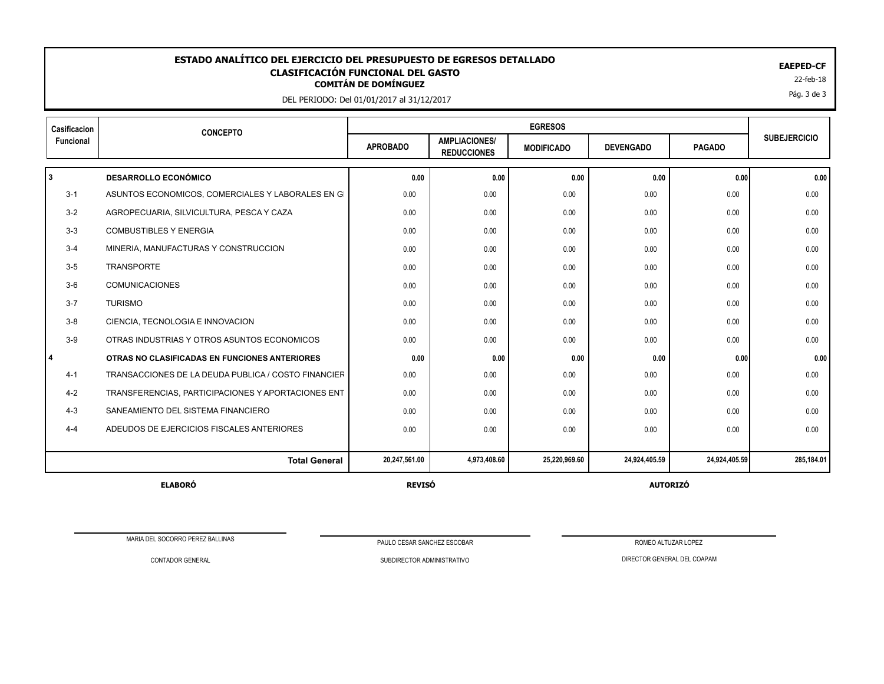**ESTADO ANALÍTICO DEL EJERCICIO DEL PRESUPUESTO DE EGRESOS DETALLADO**
**CLASIFICACIÓN FUNCIONAL DEL GASTO**
**COMITÁN DE DOMÍNGUEZ**

DEL PERIODO: Del 01/01/2017 al 31/12/2017

**EAEPED-CF**
22-feb-18

| Casificacion Funcional | CONCEPTO | EGRESOS | | | | | SUBEJERCICIO |
|---|---|---|---|---|---|---|---|
| | | APROBADO | AMPLIACIONES/ REDUCCIONES | MODIFICADO | DEVENGADO | PAGADO | |
| **3** | **DESARROLLO ECONÓMICO** | **0.00** | **0.00** | **0.00** | **0.00** | **0.00** | **0.00** |
| 3-1 | ASUNTOS ECONOMICOS, COMERCIALES Y LABORALES EN GI | 0.00 | 0.00 | 0.00 | 0.00 | 0.00 | 0.00 |
| 3-2 | AGROPECUARIA, SILVICULTURA, PESCA Y CAZA | 0.00 | 0.00 | 0.00 | 0.00 | 0.00 | 0.00 |
| 3-3 | COMBUSTIBLES Y ENERGIA | 0.00 | 0.00 | 0.00 | 0.00 | 0.00 | 0.00 |
| 3-4 | MINERIA, MANUFACTURAS Y CONSTRUCCION | 0.00 | 0.00 | 0.00 | 0.00 | 0.00 | 0.00 |
| 3-5 | TRANSPORTE | 0.00 | 0.00 | 0.00 | 0.00 | 0.00 | 0.00 |
| 3-6 | COMUNICACIONES | 0.00 | 0.00 | 0.00 | 0.00 | 0.00 | 0.00 |
| 3-7 | TURISMO | 0.00 | 0.00 | 0.00 | 0.00 | 0.00 | 0.00 |
| 3-8 | CIENCIA, TECNOLOGIA E INNOVACION | 0.00 | 0.00 | 0.00 | 0.00 | 0.00 | 0.00 |
| 3-9 | OTRAS INDUSTRIAS Y OTROS ASUNTOS ECONOMICOS | 0.00 | 0.00 | 0.00 | 0.00 | 0.00 | 0.00 |
| **4** | **OTRAS NO CLASIFICADAS EN FUNCIONES ANTERIORES** | **0.00** | **0.00** | **0.00** | **0.00** | **0.00** | **0.00** |
| 4-1 | TRANSACCIONES DE LA DEUDA PUBLICA / COSTO FINANCIER | 0.00 | 0.00 | 0.00 | 0.00 | 0.00 | 0.00 |
| 4-2 | TRANSFERENCIAS, PARTICIPACIONES Y APORTACIONES ENT | 0.00 | 0.00 | 0.00 | 0.00 | 0.00 | 0.00 |
| 4-3 | SANEAMIENTO DEL SISTEMA FINANCIERO | 0.00 | 0.00 | 0.00 | 0.00 | 0.00 | 0.00 |
| 4-4 | ADEUDOS DE EJERCICIOS FISCALES ANTERIORES | 0.00 | 0.00 | 0.00 | 0.00 | 0.00 | 0.00 |
| | **Total General** | **20,247,561.00** | **4,973,408.60** | **25,220,969.60** | **24,924,405.59** | **24,924,405.59** | **285,184.01** |

**ELABORÓ** — MARIA DEL SOCORRO PEREZ BALLINAS, CONTADOR GENERAL

**REVISÓ** — PAULO CESAR SANCHEZ ESCOBAR, SUBDIRECTOR ADMINISTRATIVO

**AUTORIZÓ** — ROMEO ALTUZAR LOPEZ, DIRECTOR GENERAL DEL COAPAM